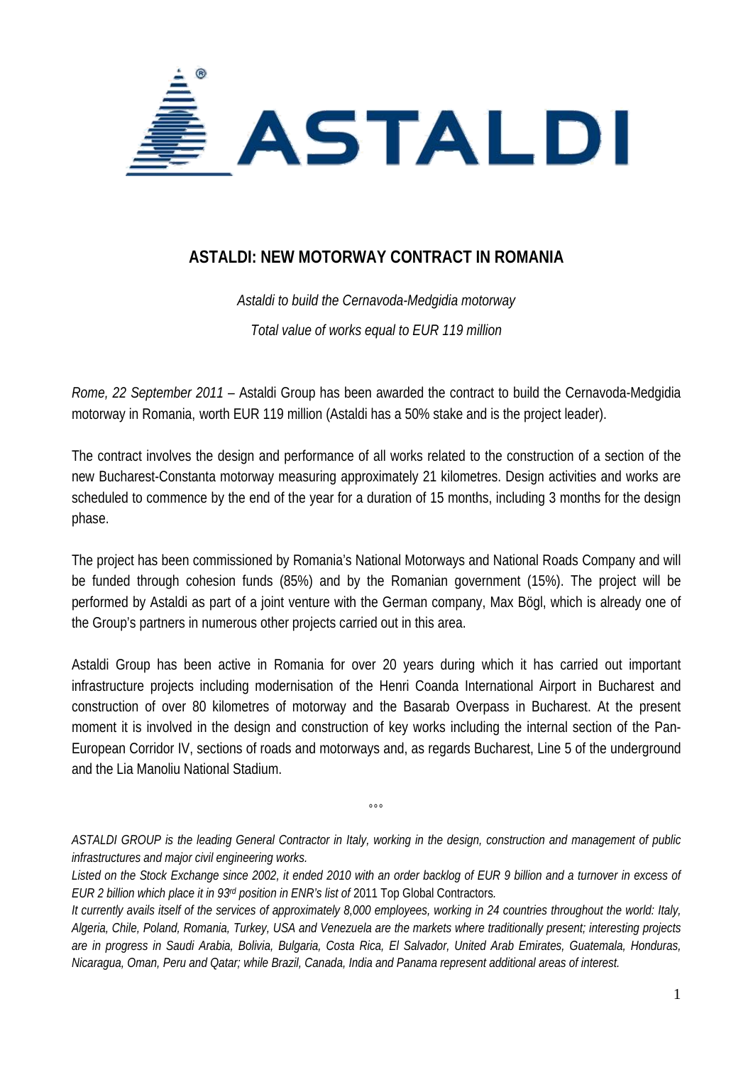# ASTALDI: NEW MOTORWAY CONTRACT IN ROMANIA

*Astaldi to build the Cernavoda-Medgidia motorway*

*Total value of works equal to EUR 119 million*

*Rome, 22 September 2011* – Astaldi Group has been awarded the contract to build the Cernavoda-Medgidia motorway in Romania, worth EUR 119 million (Astaldi has a 50% stake and is the project leader).

The contract involves the design and performance of all works related to the construction of a section of the new Bucharest-Constanta motorway measuring approximately 21 kilometres. Design activities and works are scheduled to commence by the end of the year for a duration of 15 months, including 3 months for the design phase.

The project has been commissioned by Romania's National Motorways and National Roads Company and will be funded through cohesion funds (85%) and by the Romanian government (15%). The project will be performed by Astaldi as part of a joint venture with the German company, Max Bögl, which is already one of the Group's partners in numerous other projects carried out in this area.

Astaldi Group has been active in Romania for over 20 years during which it has carried out important infrastructure projects including modernisation of the Henri Coanda International Airport in Bucharest and construction of over 80 kilometres of motorway and the Basarab Overpass in Bucharest. At the present moment it is involved in the design and construction of key works including the internal section of the Pan-European Corridor IV, sections of roads and motorways and, as regards Bucharest, Line 5 of the underground and the Lia Manoliu National Stadium.

°°°

*ASTALDI GROUP is the leading General Contractor in Italy, working in the design, construction and management of public infrastructures and major civil engineering works.*

*Listed on the Stock Exchange since 2002, it ended 2010 with an order backlog of EUR 9 billion and a turnover in excess of EUR 2 billion which place it in 93rd position in ENR's list of* 2011 Top Global Contractors*.*

*It currently avails itself of the services of approximately 8,000 employees, working in 24 countries throughout the world: Italy, Algeria, Chile, Poland, Romania, Turkey, USA and Venezuela are the markets where traditionally present; interesting projects are in progress in Saudi Arabia, Bolivia, Bulgaria, Costa Rica, El Salvador, United Arab Emirates, Guatemala, Honduras, Nicaragua, Oman, Peru and Qatar; while Brazil, Canada, India and Panama represent additional areas of interest.*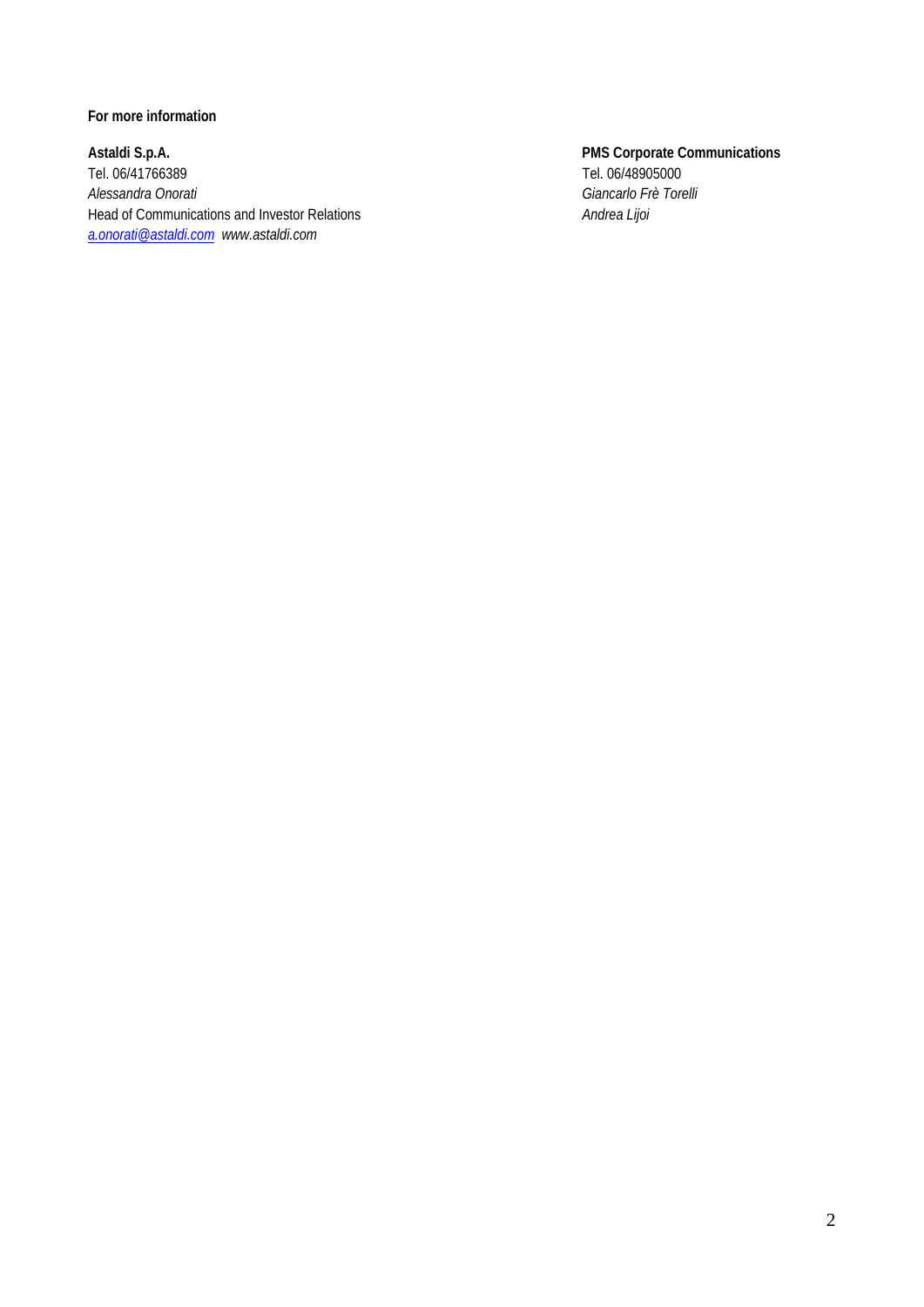**For more information**

**Astaldi S.p.A.**
Tel. 06/41766389
*Alessandra Onorati*
Head of Communications and Investor Relations
*a.onorati@astaldi.com* *www.astaldi.com*

**PMS Corporate Communications**
Tel. 06/48905000
*Giancarlo Frè Torelli*
*Andrea Lijoi*